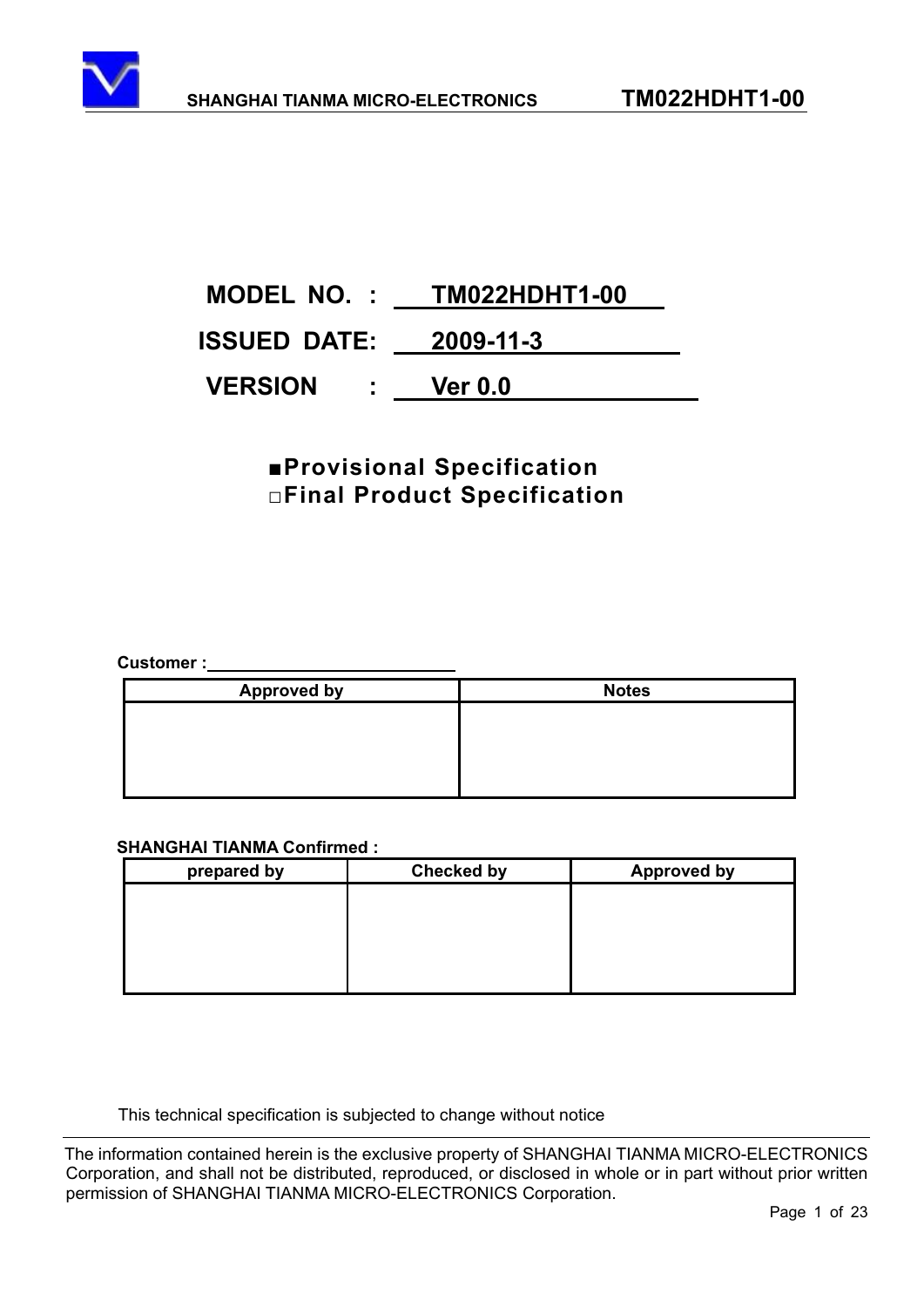**MODEL NO. : TM022HDHT1-00**

**ISSUED DATE: 2009-11-3**

**VERSION : Ver 0.0**

**■Provisional Specification**
**□Final Product Specification**

**Customer :**

| Approved by | Notes |
| --- | --- |
| | |

**SHANGHAI TIANMA Confirmed :**

| prepared by | Checked by | Approved by |
| --- | --- | --- |
| | | |

This technical specification is subjected to change without notice

The information contained herein is the exclusive property of SHANGHAI TIANMA MICRO-ELECTRONICS Corporation, and shall not be distributed, reproduced, or disclosed in whole or in part without prior written permission of SHANGHAI TIANMA MICRO-ELECTRONICS Corporation.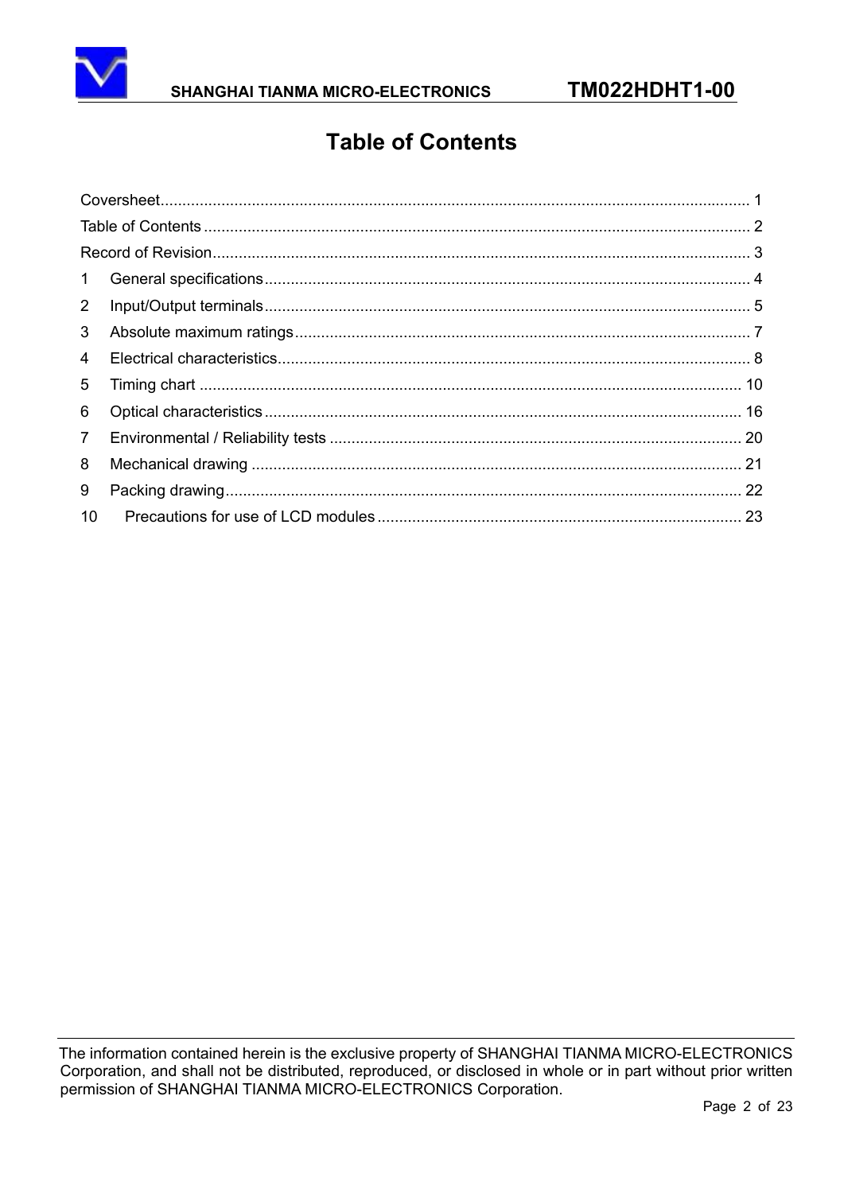# Table of Contents

Coversheet........................................................................................................................ 1
Table of Contents ............................................................................................................. 2
Record of Revision............................................................................................................ 3
1 General specifications................................................................................................ 4
2 Input/Output terminals................................................................................................ 5
3 Absolute maximum ratings......................................................................................... 7
4 Electrical characteristics............................................................................................. 8
5 Timing chart ............................................................................................................. 10
6 Optical characteristics.............................................................................................. 16
7 Environmental / Reliability tests ............................................................................... 20
8 Mechanical drawing ................................................................................................. 21
9 Packing drawing....................................................................................................... 22
10 Precautions for use of LCD modules .................................................................... 23

The information contained herein is the exclusive property of SHANGHAI TIANMA MICRO-ELECTRONICS Corporation, and shall not be distributed, reproduced, or disclosed in whole or in part without prior written permission of SHANGHAI TIANMA MICRO-ELECTRONICS Corporation.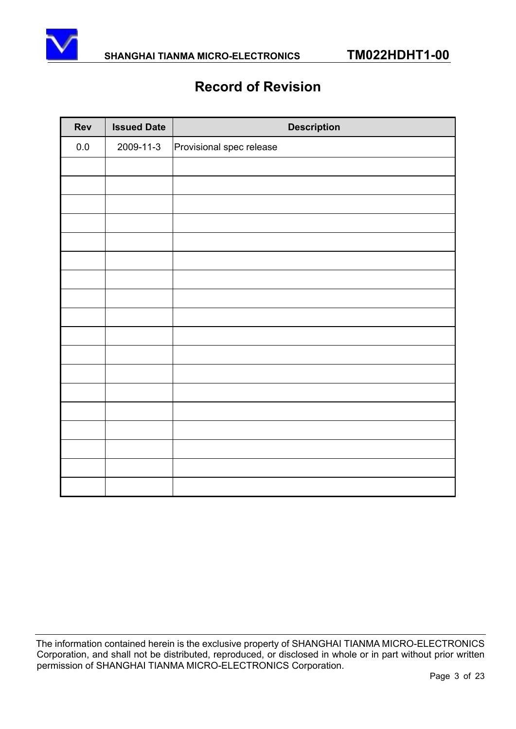# Record of Revision

| Rev | Issued Date | Description |
|---|---|---|
| 0.0 | 2009-11-3 | Provisional spec release |
| | | |
| | | |
| | | |
| | | |
| | | |
| | | |
| | | |
| | | |
| | | |
| | | |
| | | |
| | | |
| | | |
| | | |
| | | |
| | | |
| | | |
| | | |

The information contained herein is the exclusive property of SHANGHAI TIANMA MICRO-ELECTRONICS Corporation, and shall not be distributed, reproduced, or disclosed in whole or in part without prior written permission of SHANGHAI TIANMA MICRO-ELECTRONICS Corporation.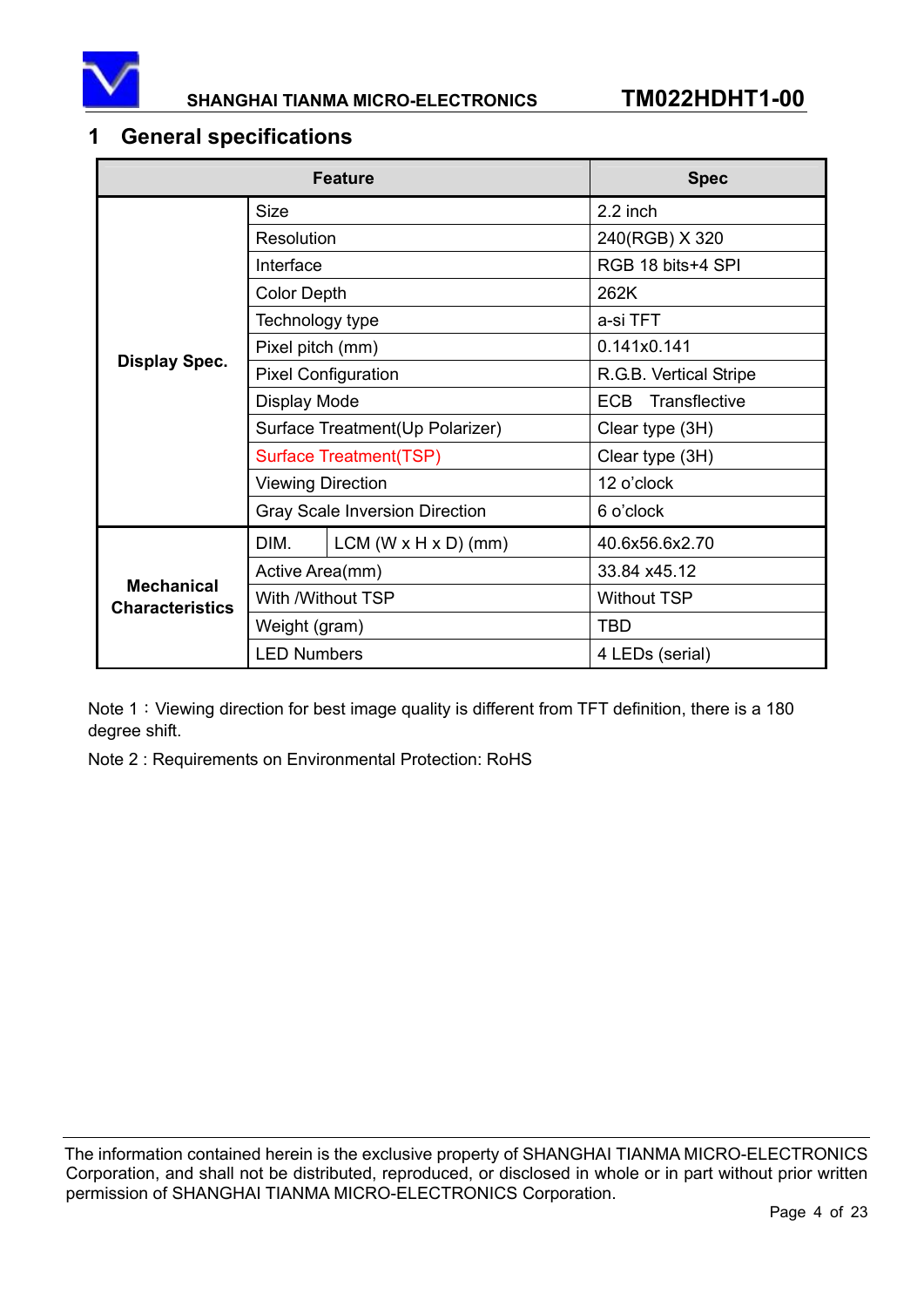# 1 General specifications

| Feature | | | Spec |
|---|---|---|---|
| Display Spec. | Size | | 2.2 inch |
| | Resolution | | 240(RGB) X 320 |
| | Interface | | RGB 18 bits+4 SPI |
| | Color Depth | | 262K |
| | Technology type | | a-si TFT |
| | Pixel pitch (mm) | | 0.141x0.141 |
| | Pixel Configuration | | R.G.B. Vertical Stripe |
| | Display Mode | | ECB Transflective |
| | Surface Treatment(Up Polarizer) | | Clear type (3H) |
| | Surface Treatment(TSP) | | Clear type (3H) |
| | Viewing Direction | | 12 o'clock |
| | Gray Scale Inversion Direction | | 6 o'clock |
| Mechanical Characteristics | DIM. | LCM (W x H x D) (mm) | 40.6x56.6x2.70 |
| | Active Area(mm) | | 33.84 x45.12 |
| | With /Without TSP | | Without TSP |
| | Weight (gram) | | TBD |
| | LED Numbers | | 4 LEDs (serial) |

Note 1：Viewing direction for best image quality is different from TFT definition, there is a 180 degree shift.

Note 2 : Requirements on Environmental Protection: RoHS

The information contained herein is the exclusive property of SHANGHAI TIANMA MICRO-ELECTRONICS Corporation, and shall not be distributed, reproduced, or disclosed in whole or in part without prior written permission of SHANGHAI TIANMA MICRO-ELECTRONICS Corporation.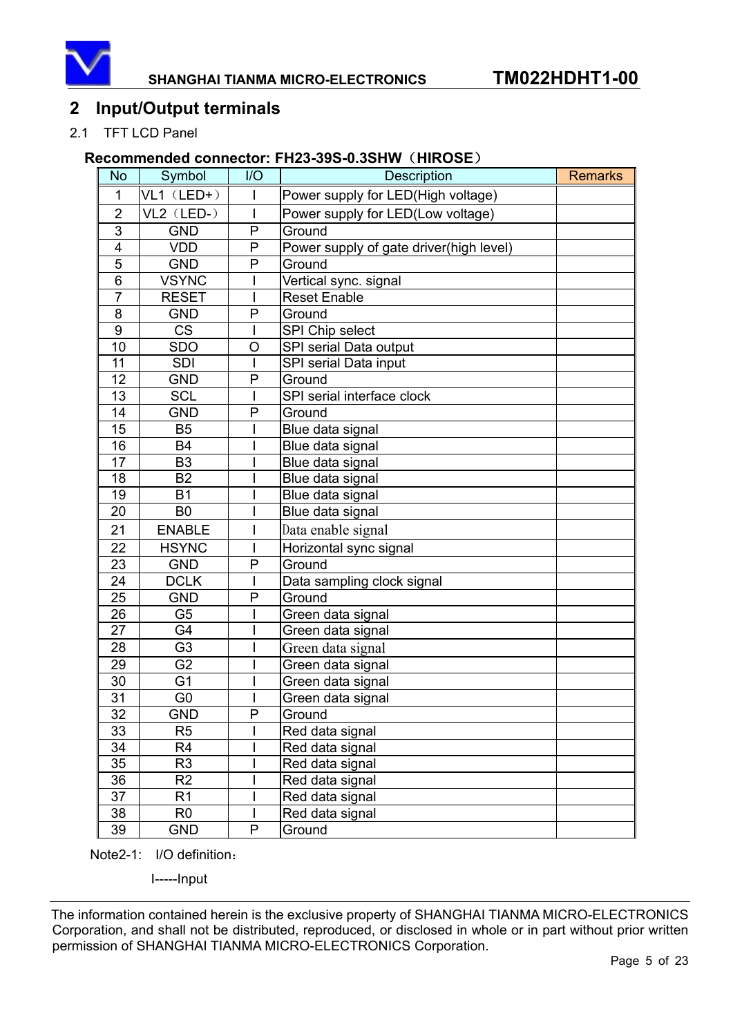## 2 Input/Output terminals

2.1 TFT LCD Panel

**Recommended connector: FH23-39S-0.3SHW（HIROSE）**

| No | Symbol | I/O | Description | Remarks |
|---|---|---|---|---|
| 1 | VL1（LED+） | I | Power supply for LED(High voltage) | |
| 2 | VL2（LED-） | I | Power supply for LED(Low voltage) | |
| 3 | GND | P | Ground | |
| 4 | VDD | P | Power supply of gate driver(high level) | |
| 5 | GND | P | Ground | |
| 6 | VSYNC | I | Vertical sync. signal | |
| 7 | RESET | I | Reset Enable | |
| 8 | GND | P | Ground | |
| 9 | CS | I | SPI Chip select | |
| 10 | SDO | O | SPI serial Data output | |
| 11 | SDI | I | SPI serial Data input | |
| 12 | GND | P | Ground | |
| 13 | SCL | I | SPI serial interface clock | |
| 14 | GND | P | Ground | |
| 15 | B5 | I | Blue data signal | |
| 16 | B4 | I | Blue data signal | |
| 17 | B3 | I | Blue data signal | |
| 18 | B2 | I | Blue data signal | |
| 19 | B1 | I | Blue data signal | |
| 20 | B0 | I | Blue data signal | |
| 21 | ENABLE | I | Data enable signal | |
| 22 | HSYNC | I | Horizontal sync signal | |
| 23 | GND | P | Ground | |
| 24 | DCLK | I | Data sampling clock signal | |
| 25 | GND | P | Ground | |
| 26 | G5 | I | Green data signal | |
| 27 | G4 | I | Green data signal | |
| 28 | G3 | I | Green data signal | |
| 29 | G2 | I | Green data signal | |
| 30 | G1 | I | Green data signal | |
| 31 | G0 | I | Green data signal | |
| 32 | GND | P | Ground | |
| 33 | R5 | I | Red data signal | |
| 34 | R4 | I | Red data signal | |
| 35 | R3 | I | Red data signal | |
| 36 | R2 | I | Red data signal | |
| 37 | R1 | I | Red data signal | |
| 38 | R0 | I | Red data signal | |
| 39 | GND | P | Ground | |

Note2-1: I/O definition：

I-----Input

The information contained herein is the exclusive property of SHANGHAI TIANMA MICRO-ELECTRONICS Corporation, and shall not be distributed, reproduced, or disclosed in whole or in part without prior written permission of SHANGHAI TIANMA MICRO-ELECTRONICS Corporation.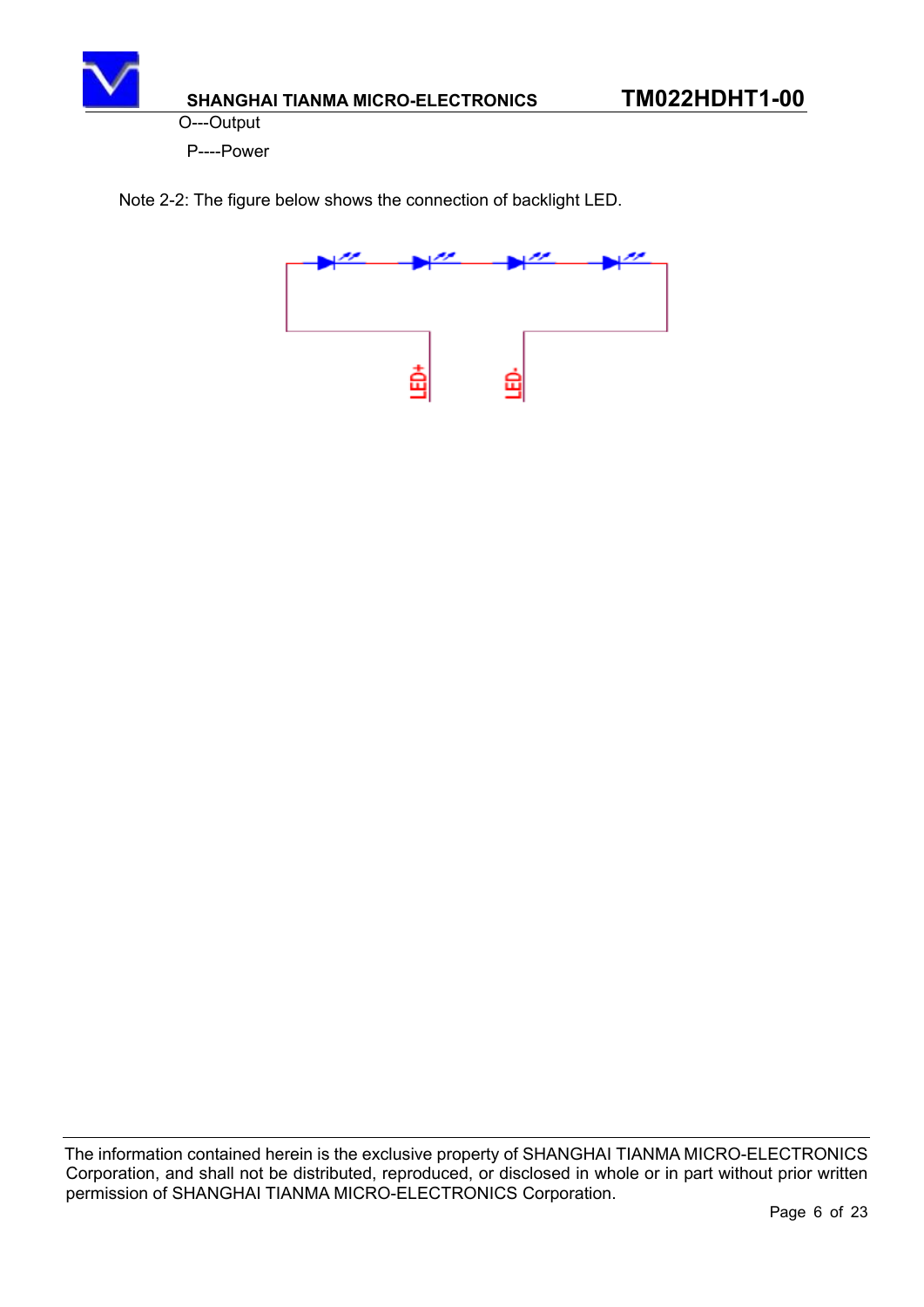O---Output

P----Power

Note 2-2: The figure below shows the connection of backlight LED.

LED+

LED-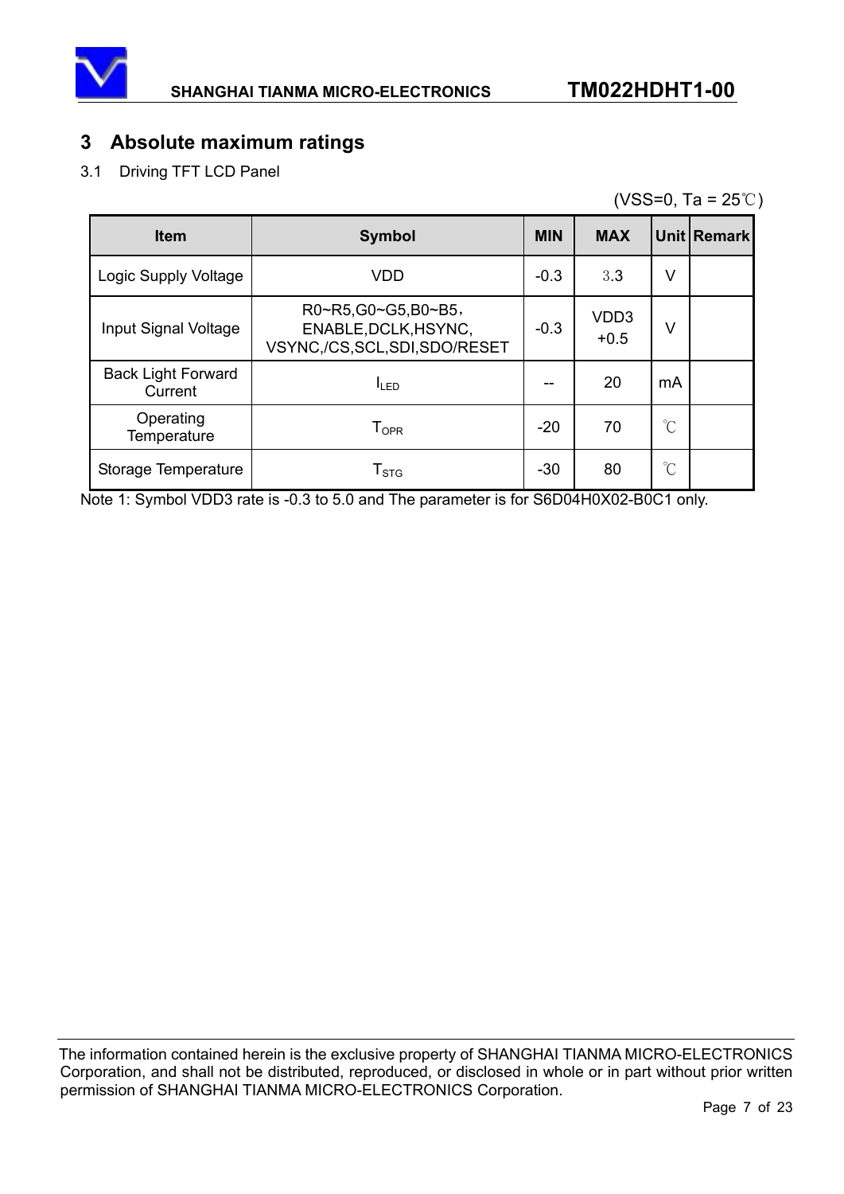## 3 Absolute maximum ratings

3.1 Driving TFT LCD Panel

(VSS=0, Ta = 25℃)

| Item | Symbol | MIN | MAX | Unit | Remark |
|---|---|---|---|---|---|
| Logic Supply Voltage | VDD | -0.3 | 3.3 | V | |
| Input Signal Voltage | R0~R5,G0~G5,B0~B5，ENABLE,DCLK,HSYNC, VSYNC,/CS,SCL,SDI,SDO/RESET | -0.3 | VDD3 +0.5 | V | |
| Back Light Forward Current | $I_{LED}$ | -- | 20 | mA | |
| Operating Temperature | $T_{OPR}$ | -20 | 70 | ℃ | |
| Storage Temperature | $T_{STG}$ | -30 | 80 | ℃ | |

Note 1: Symbol VDD3 rate is -0.3 to 5.0 and The parameter is for S6D04H0X02-B0C1 only.

The information contained herein is the exclusive property of SHANGHAI TIANMA MICRO-ELECTRONICS Corporation, and shall not be distributed, reproduced, or disclosed in whole or in part without prior written permission of SHANGHAI TIANMA MICRO-ELECTRONICS Corporation.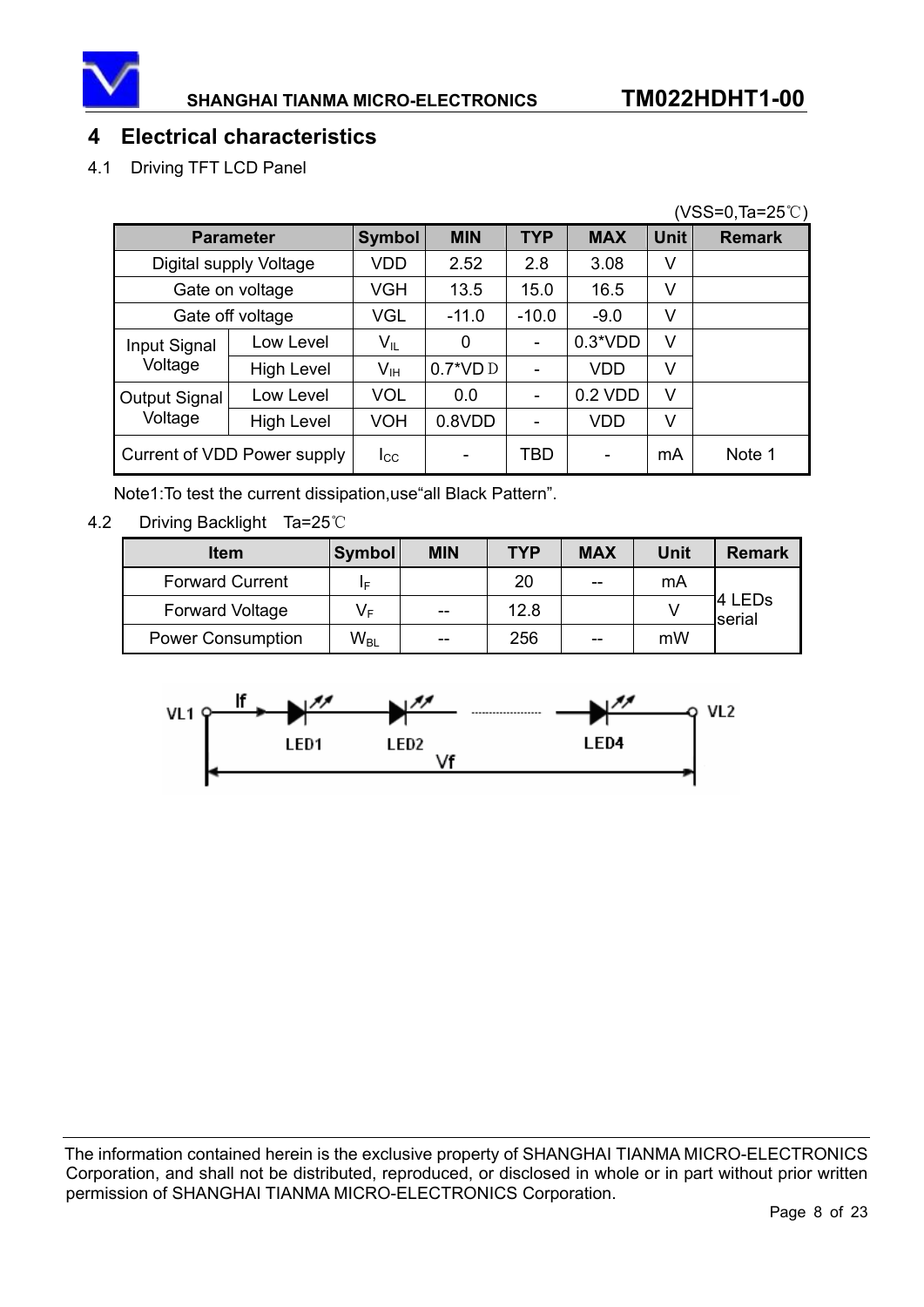## 4 Electrical characteristics

4.1 Driving TFT LCD Panel

(VSS=0,Ta=25℃)

| Parameter | | Symbol | MIN | TYP | MAX | Unit | Remark |
|---|---|---|---|---|---|---|---|
| Digital supply Voltage | | VDD | 2.52 | 2.8 | 3.08 | V | |
| Gate on voltage | | VGH | 13.5 | 15.0 | 16.5 | V | |
| Gate off voltage | | VGL | -11.0 | -10.0 | -9.0 | V | |
| Input Signal Voltage | Low Level | $V_{IL}$ | 0 | - | 0.3*VDD | V | |
| | High Level | $V_{IH}$ | 0.7*VDD | - | VDD | V | |
| Output Signal Voltage | Low Level | VOL | 0.0 | - | 0.2 VDD | V | |
| | High Level | VOH | 0.8VDD | - | VDD | V | |
| Current of VDD Power supply | | $I_{CC}$ | - | TBD | - | mA | Note 1 |

Note1:To test the current dissipation,use“all Black Pattern”.

4.2 Driving Backlight Ta=25℃

| Item | Symbol | MIN | TYP | MAX | Unit | Remark |
|---|---|---|---|---|---|---|
| Forward Current | $I_F$ | | 20 | -- | mA | 4 LEDs serial |
| Forward Voltage | $V_F$ | -- | 12.8 | | V | |
| Power Consumption | $W_{BL}$ | -- | 256 | -- | mW | |

VL1 If LED1 LED2 LED4 VL2 Vf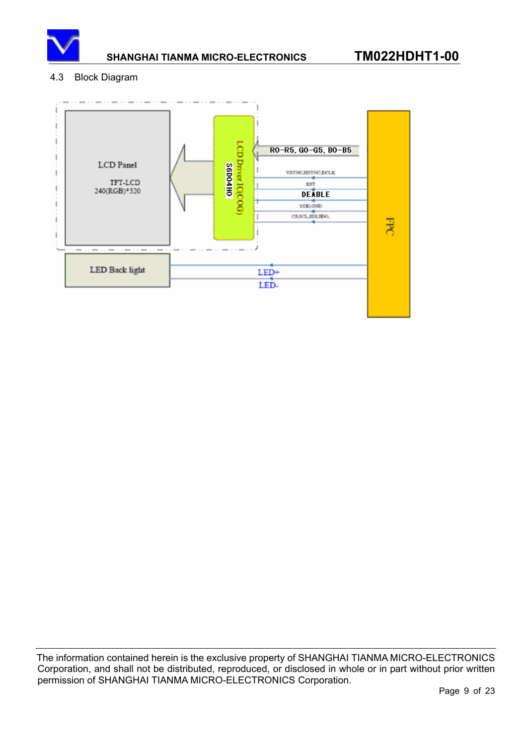4.3 Block Diagram

LCD Panel

TFT-LCD
240(RGB)*320

LCD Driver IC(COG)
S6D04H0

R0-R5, G0-G5, B0-B5

VSYNC,HSYNC,DCLK

RST

DE,ABLE

VDD,GND

CS,SCL,SDI,SDO,

FPC

LED Back light

LED+

LED-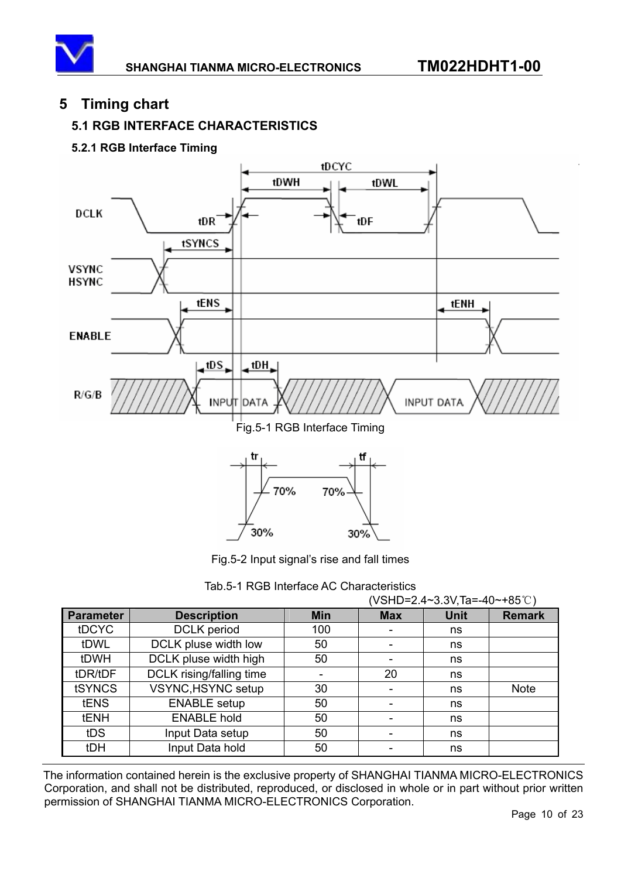# 5 Timing chart

## 5.1 RGB INTERFACE CHARACTERISTICS

### 5.2.1 RGB Interface Timing

Fig.5-1 RGB Interface Timing

Fig.5-2 Input signal's rise and fall times

Tab.5-1 RGB Interface AC Characteristics

(VSHD=2.4~3.3V,Ta=-40~+85℃)

| Parameter | Description | Min | Max | Unit | Remark |
|---|---|---|---|---|---|
| tDCYC | DCLK period | 100 | - | ns | |
| tDWL | DCLK pluse width low | 50 | - | ns | |
| tDWH | DCLK pluse width high | 50 | - | ns | |
| tDR/tDF | DCLK rising/falling time | - | 20 | ns | |
| tSYNCS | VSYNC,HSYNC setup | 30 | - | ns | Note |
| tENS | ENABLE setup | 50 | - | ns | |
| tENH | ENABLE hold | 50 | - | ns | |
| tDS | Input Data setup | 50 | - | ns | |
| tDH | Input Data hold | 50 | - | ns | |

The information contained herein is the exclusive property of SHANGHAI TIANMA MICRO-ELECTRONICS Corporation, and shall not be distributed, reproduced, or disclosed in whole or in part without prior written permission of SHANGHAI TIANMA MICRO-ELECTRONICS Corporation.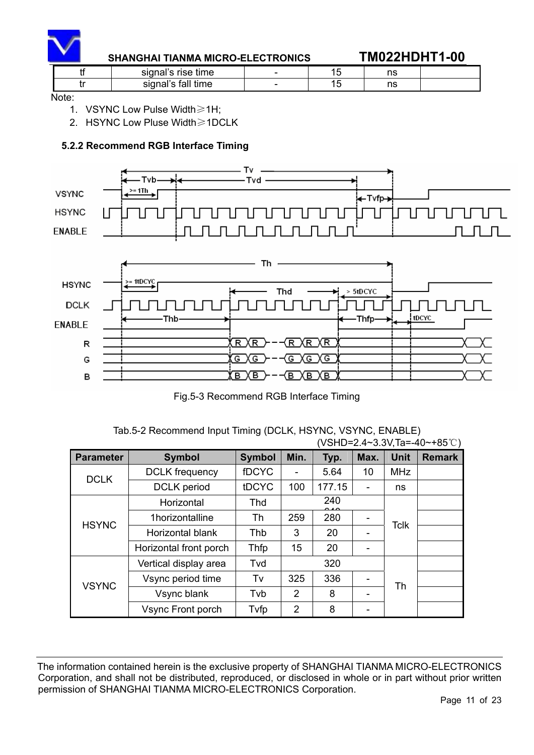| tf | signal's rise time | - | 15 | ns | |
|---|---|---|---|---|---|
| tr | signal's fall time | - | 15 | ns | |

Note:

1. VSYNC Low Pulse Width≥1H;
2. HSYNC Low Pluse Width≥1DCLK

### 5.2.2 Recommend RGB Interface Timing

Fig.5-3 Recommend RGB Interface Timing

Tab.5-2 Recommend Input Timing (DCLK, HSYNC, VSYNC, ENABLE)

(VSHD=2.4~3.3V,Ta=-40~+85℃)

| Parameter | Symbol | Symbol | Min. | Typ. | Max. | Unit | Remark |
|---|---|---|---|---|---|---|---|
| DCLK | DCLK frequency | fDCYC | - | 5.64 | 10 | MHz | |
| | DCLK period | tDCYC | 100 | 177.15 | - | ns | |
| HSYNC | Horizontal | Thd | | 240 | | Tclk | |
| | 1horizontalline | Th | 259 | 280 | - | | |
| | Horizontal blank | Thb | 3 | 20 | - | | |
| | Horizontal front porch | Thfp | 15 | 20 | - | | |
| VSYNC | Vertical display area | Tvd | | 320 | | Th | |
| | Vsync period time | Tv | 325 | 336 | - | | |
| | Vsync blank | Tvb | 2 | 8 | - | | |
| | Vsync Front porch | Tvfp | 2 | 8 | - | | |

The information contained herein is the exclusive property of SHANGHAI TIANMA MICRO-ELECTRONICS Corporation, and shall not be distributed, reproduced, or disclosed in whole or in part without prior written permission of SHANGHAI TIANMA MICRO-ELECTRONICS Corporation.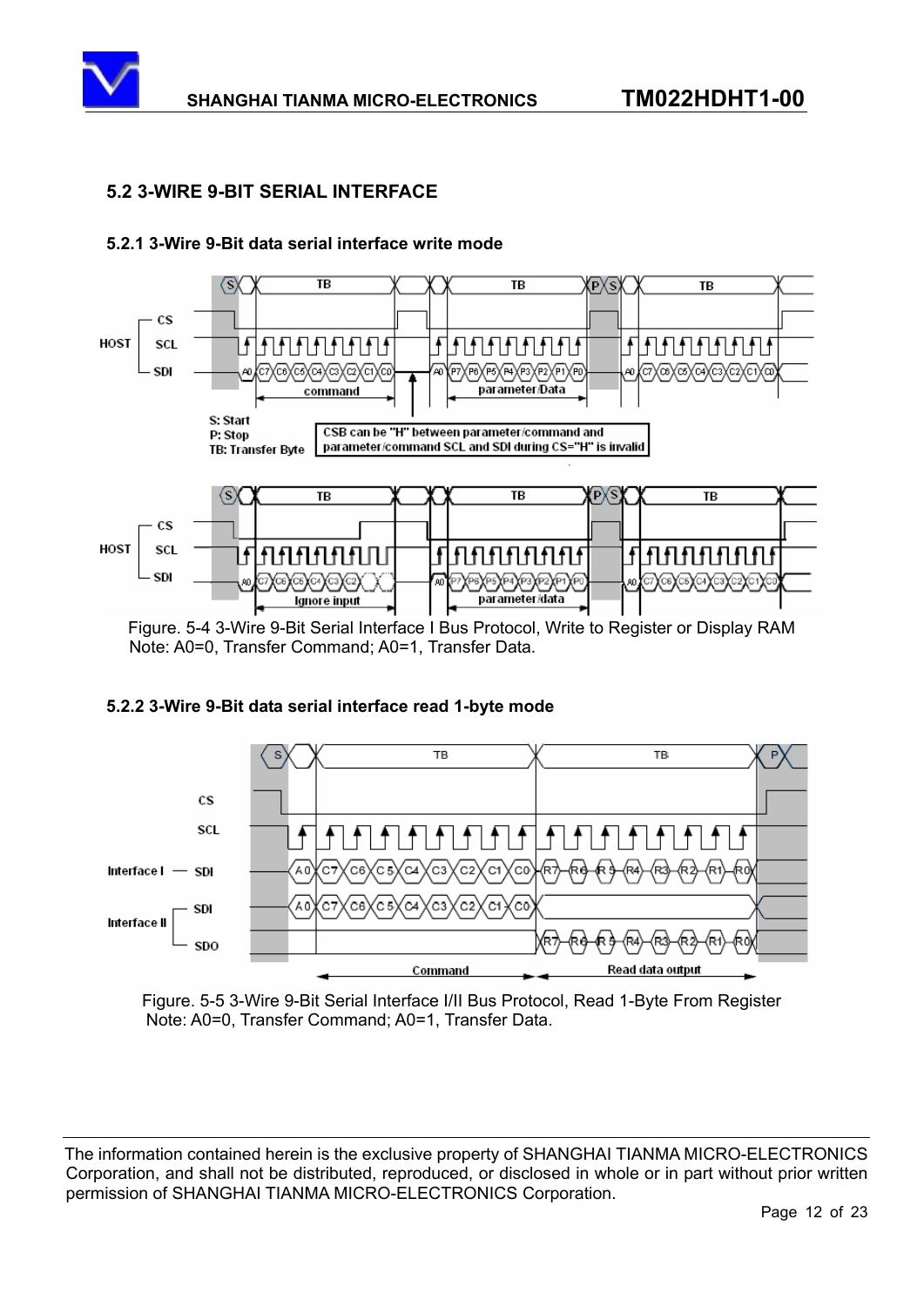## 5.2 3-WIRE 9-BIT SERIAL INTERFACE

### 5.2.1 3-Wire 9-Bit data serial interface write mode

Figure. 5-4 3-Wire 9-Bit Serial Interface I Bus Protocol, Write to Register or Display RAM
Note: A0=0, Transfer Command; A0=1, Transfer Data.

### 5.2.2 3-Wire 9-Bit data serial interface read 1-byte mode

Figure. 5-5 3-Wire 9-Bit Serial Interface I/II Bus Protocol, Read 1-Byte From Register
Note: A0=0, Transfer Command; A0=1, Transfer Data.

The information contained herein is the exclusive property of SHANGHAI TIANMA MICRO-ELECTRONICS Corporation, and shall not be distributed, reproduced, or disclosed in whole or in part without prior written permission of SHANGHAI TIANMA MICRO-ELECTRONICS Corporation.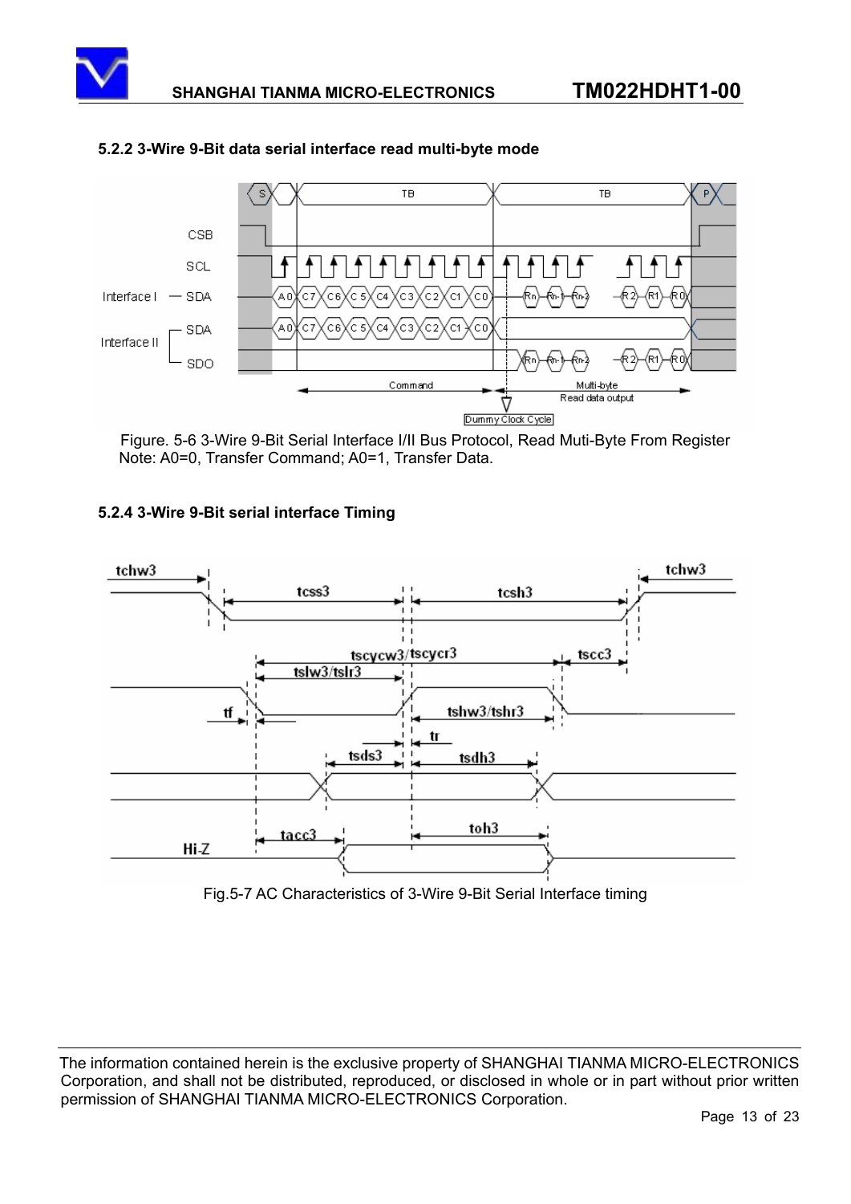### 5.2.2 3-Wire 9-Bit data serial interface read multi-byte mode

Figure. 5-6 3-Wire 9-Bit Serial Interface I/II Bus Protocol, Read Muti-Byte From Register
Note: A0=0, Transfer Command; A0=1, Transfer Data.

### 5.2.4 3-Wire 9-Bit serial interface Timing

Fig.5-7 AC Characteristics of 3-Wire 9-Bit Serial Interface timing

The information contained herein is the exclusive property of SHANGHAI TIANMA MICRO-ELECTRONICS Corporation, and shall not be distributed, reproduced, or disclosed in whole or in part without prior written permission of SHANGHAI TIANMA MICRO-ELECTRONICS Corporation.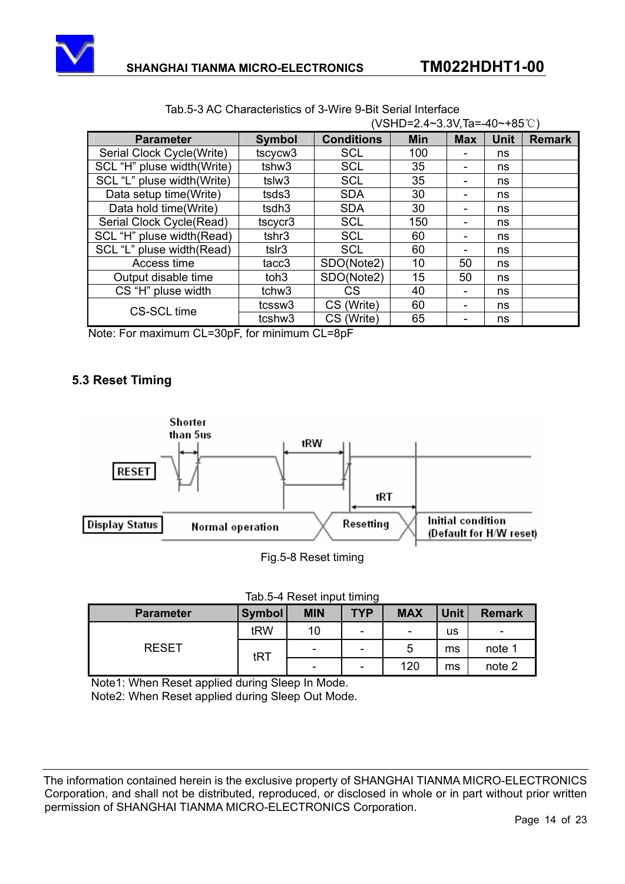Tab.5-3 AC Characteristics of 3-Wire 9-Bit Serial Interface

(VSHD=2.4~3.3V,Ta=-40~+85℃)

| Parameter | Symbol | Conditions | Min | Max | Unit | Remark |
|---|---|---|---|---|---|---|
| Serial Clock Cycle(Write) | tscycw3 | SCL | 100 | - | ns | |
| SCL "H" pluse width(Write) | tshw3 | SCL | 35 | - | ns | |
| SCL "L" pluse width(Write) | tslw3 | SCL | 35 | - | ns | |
| Data setup time(Write) | tsds3 | SDA | 30 | - | ns | |
| Data hold time(Write) | tsdh3 | SDA | 30 | - | ns | |
| Serial Clock Cycle(Read) | tscycr3 | SCL | 150 | - | ns | |
| SCL "H" pluse width(Read) | tshr3 | SCL | 60 | - | ns | |
| SCL "L" pluse width(Read) | tslr3 | SCL | 60 | - | ns | |
| Access time | tacc3 | SDO(Note2) | 10 | 50 | ns | |
| Output disable time | toh3 | SDO(Note2) | 15 | 50 | ns | |
| CS "H" pluse width | tchw3 | CS | 40 | - | ns | |
| CS-SCL time | tcssw3 | CS (Write) | 60 | - | ns | |
| | tcshw3 | CS (Write) | 65 | - | ns | |

Note: For maximum CL=30pF, for minimum CL=8pF

## 5.3 Reset Timing

Fig.5-8 Reset timing

Tab.5-4 Reset input timing

| Parameter | Symbol | MIN | TYP | MAX | Unit | Remark |
|---|---|---|---|---|---|---|
| RESET | tRW | 10 | - | - | us | - |
| | tRT | - | - | 5 | ms | note 1 |
| | | - | - | 120 | ms | note 2 |

Note1: When Reset applied during Sleep In Mode.

Note2: When Reset applied during Sleep Out Mode.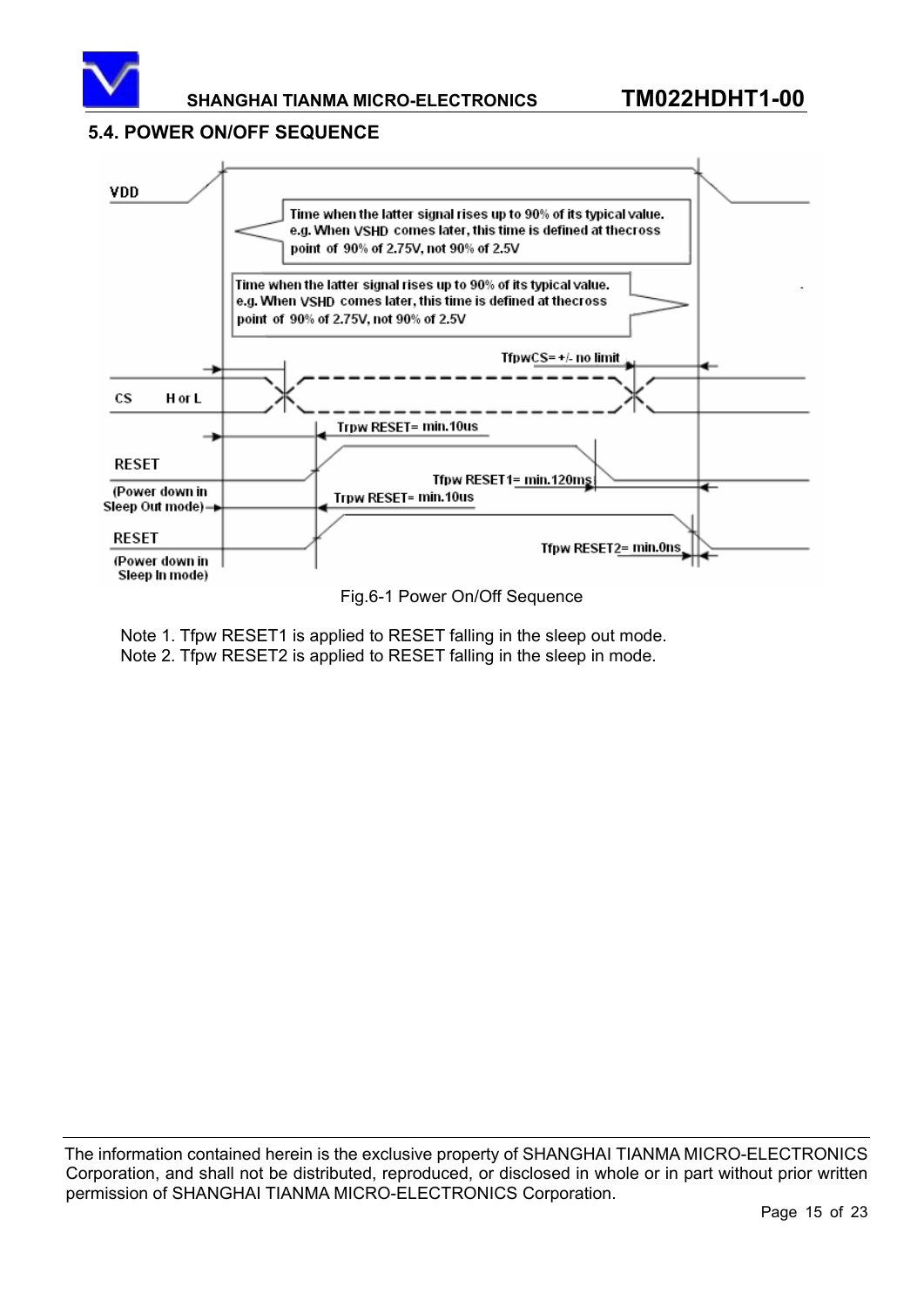## 5.4. POWER ON/OFF SEQUENCE

VDD

Time when the latter signal rises up to 90% of its typical value. e.g. When VSHD comes later, this time is defined at thecross point of 90% of 2.75V, not 90% of 2.5V

Time when the latter signal rises up to 90% of its typical value. e.g. When VSHD comes later, this time is defined at thecross point of 90% of 2.75V, not 90% of 2.5V

TfpwCS= +/- no limit

CS H or L

Trpw RESET= min.10us

RESET (Power down in Sleep Out mode)

Tfpw RESET1= min.120ms

Trpw RESET= min.10us

RESET (Power down in Sleep In mode)

Tfpw RESET2= min.0ns

Fig.6-1 Power On/Off Sequence

Note 1. Tfpw RESET1 is applied to RESET falling in the sleep out mode.
Note 2. Tfpw RESET2 is applied to RESET falling in the sleep in mode.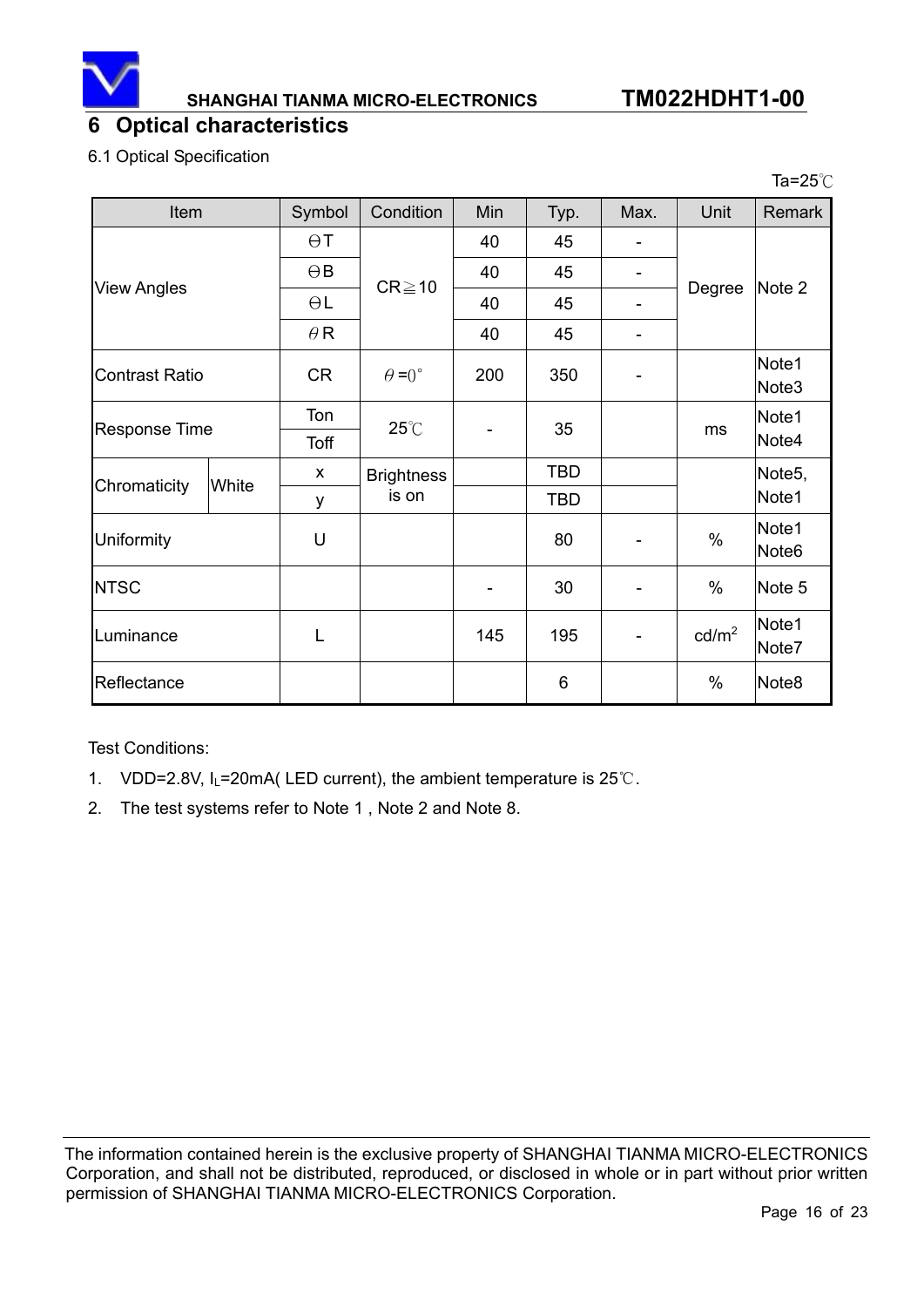## 6 Optical characteristics

6.1 Optical Specification

Ta=25℃

| Item | | Symbol | Condition | Min | Typ. | Max. | Unit | Remark |
|---|---|---|---|---|---|---|---|---|
| View Angles | | ΘT | CR≧10 | 40 | 45 | - | Degree | Note 2 |
| | | ΘB | | 40 | 45 | - | | |
| | | ΘL | | 40 | 45 | - | | |
| | | θR | | 40 | 45 | - | | |
| Contrast Ratio | | CR | θ=0° | 200 | 350 | - | | Note1 Note3 |
| Response Time | | Ton | 25℃ | - | 35 | | ms | Note1 Note4 |
| | | Toff | | | | | | |
| Chromaticity | White | x | Brightness is on | | TBD | | | Note5, Note1 |
| | | y | | | TBD | | | |
| Uniformity | | U | | | 80 | - | % | Note1 Note6 |
| NTSC | | | | - | 30 | - | % | Note 5 |
| Luminance | | L | | 145 | 195 | - | $cd/m^2$ | Note1 Note7 |
| Reflectance | | | | | 6 | | % | Note8 |

Test Conditions:

1. VDD=2.8V, $I_L$=20mA( LED current), the ambient temperature is 25℃.
2. The test systems refer to Note 1 , Note 2 and Note 8.

The information contained herein is the exclusive property of SHANGHAI TIANMA MICRO-ELECTRONICS Corporation, and shall not be distributed, reproduced, or disclosed in whole or in part without prior written permission of SHANGHAI TIANMA MICRO-ELECTRONICS Corporation.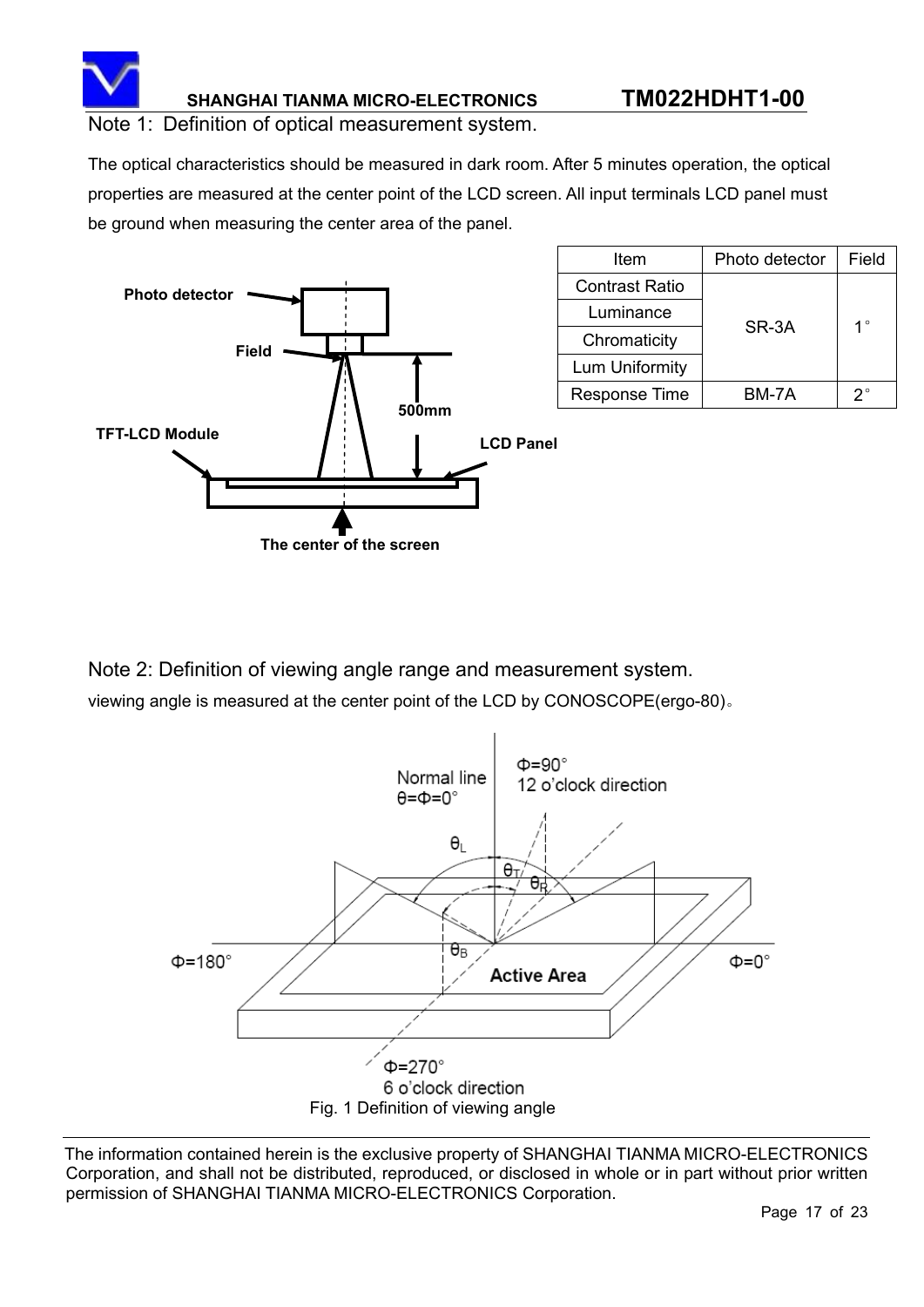Note 1: Definition of optical measurement system.

The optical characteristics should be measured in dark room. After 5 minutes operation, the optical properties are measured at the center point of the LCD screen. All input terminals LCD panel must be ground when measuring the center area of the panel.

| Item | Photo detector | Field |
|---|---|---|
| Contrast Ratio | SR-3A | 1° |
| Luminance | | |
| Chromaticity | | |
| Lum Uniformity | | |
| Response Time | BM-7A | 2° |

Note 2: Definition of viewing angle range and measurement system.

viewing angle is measured at the center point of the LCD by CONOSCOPE(ergo-80)。

Fig. 1 Definition of viewing angle

The information contained herein is the exclusive property of SHANGHAI TIANMA MICRO-ELECTRONICS Corporation, and shall not be distributed, reproduced, or disclosed in whole or in part without prior written permission of SHANGHAI TIANMA MICRO-ELECTRONICS Corporation.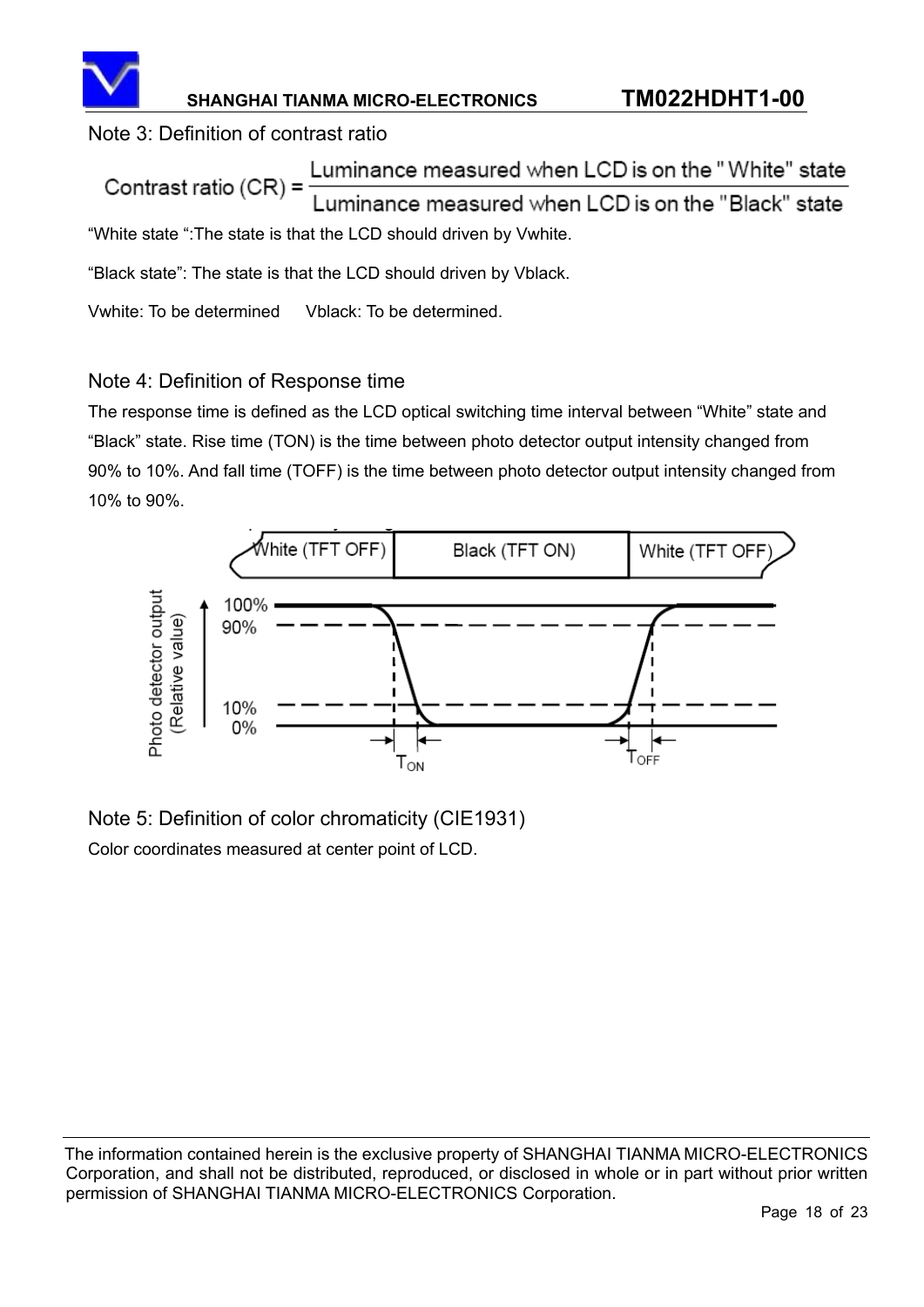Note 3: Definition of contrast ratio

$$\text{Contrast ratio (CR)} = \frac{\text{Luminance measured when LCD is on the "White" state}}{\text{Luminance measured when LCD is on the "Black" state}}$$

“White state “:The state is that the LCD should driven by Vwhite.

“Black state”: The state is that the LCD should driven by Vblack.

Vwhite: To be determined     Vblack: To be determined.

Note 4: Definition of Response time

The response time is defined as the LCD optical switching time interval between “White” state and “Black” state. Rise time (TON) is the time between photo detector output intensity changed from 90% to 10%. And fall time (TOFF) is the time between photo detector output intensity changed from 10% to 90%.

Note 5: Definition of color chromaticity (CIE1931)

Color coordinates measured at center point of LCD.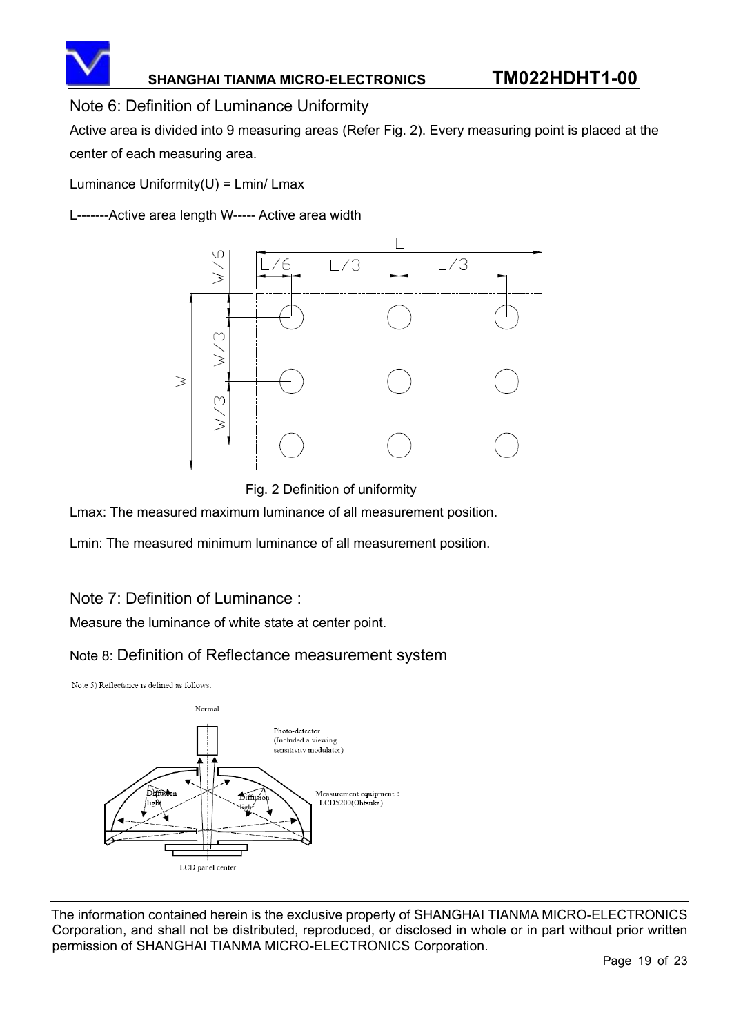## Note 6: Definition of Luminance Uniformity

Active area is divided into 9 measuring areas (Refer Fig. 2). Every measuring point is placed at the center of each measuring area.

Luminance Uniformity(U) = Lmin/ Lmax

L-------Active area length W----- Active area width

Fig. 2 Definition of uniformity

Lmax: The measured maximum luminance of all measurement position.

Lmin: The measured minimum luminance of all measurement position.

## Note 7: Definition of Luminance :

Measure the luminance of white state at center point.

## Note 8: Definition of Reflectance measurement system

Note 5) Reflectance is defined as follows: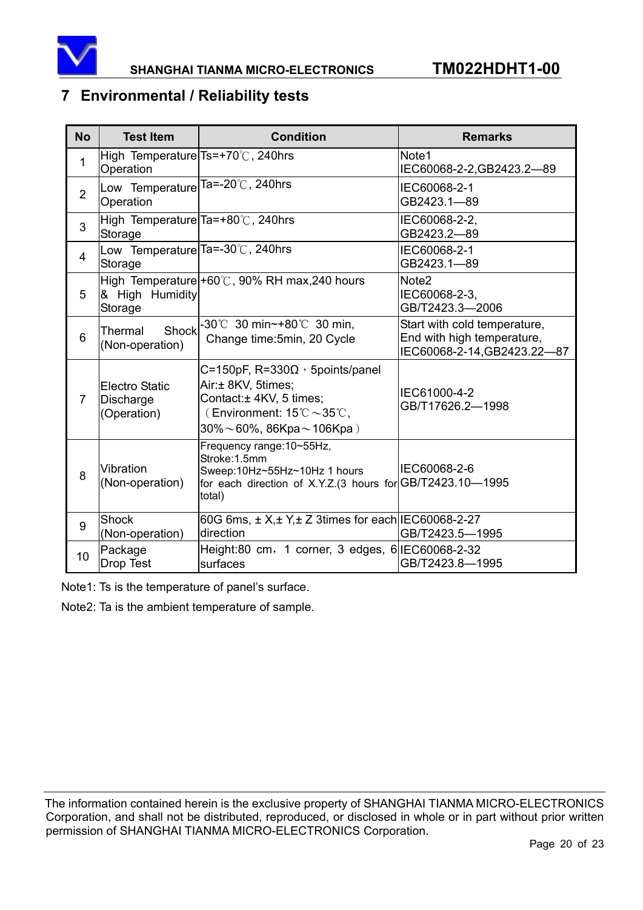## 7 Environmental / Reliability tests

| No | Test Item | Condition | Remarks |
|---|---|---|---|
| 1 | High Temperature Operation | Ts=+70℃, 240hrs | Note1<br>IEC60068-2-2,GB2423.2—89 |
| 2 | Low Temperature Operation | Ta=-20℃, 240hrs | IEC60068-2-1<br>GB2423.1—89 |
| 3 | High Temperature Storage | Ta=+80℃, 240hrs | IEC60068-2-2,<br>GB2423.2—89 |
| 4 | Low Temperature Storage | Ta=-30℃, 240hrs | IEC60068-2-1<br>GB2423.1—89 |
| 5 | High Temperature & High Humidity Storage | +60℃, 90% RH max,240 hours | Note2<br>IEC60068-2-3,<br>GB/T2423.3—2006 |
| 6 | Thermal Shock (Non-operation) | -30℃ 30 min~+80℃ 30 min,<br>Change time:5min, 20 Cycle | Start with cold temperature,<br>End with high temperature,<br>IEC60068-2-14,GB2423.22—87 |
| 7 | Electro Static Discharge (Operation) | C=150pF, R=330Ω，5points/panel<br>Air:± 8KV, 5times;<br>Contact:± 4KV, 5 times;<br>（Environment: 15℃～35℃,<br>30%～60%, 86Kpa～106Kpa） | IEC61000-4-2<br>GB/T17626.2—1998 |
| 8 | Vibration (Non-operation) | Frequency range:10~55Hz,<br>Stroke:1.5mm<br>Sweep:10Hz~55Hz~10Hz 1 hours<br>for each direction of X.Y.Z.(3 hours for total) | IEC60068-2-6<br>GB/T2423.10—1995 |
| 9 | Shock (Non-operation) | 60G 6ms, ± X,± Y,± Z 3times for each direction | IEC60068-2-27<br>GB/T2423.5—1995 |
| 10 | Package Drop Test | Height:80 cm，1 corner, 3 edges, 6 surfaces | IEC60068-2-32<br>GB/T2423.8—1995 |

Note1: Ts is the temperature of panel's surface.

Note2: Ta is the ambient temperature of sample.

The information contained herein is the exclusive property of SHANGHAI TIANMA MICRO-ELECTRONICS Corporation, and shall not be distributed, reproduced, or disclosed in whole or in part without prior written permission of SHANGHAI TIANMA MICRO-ELECTRONICS Corporation.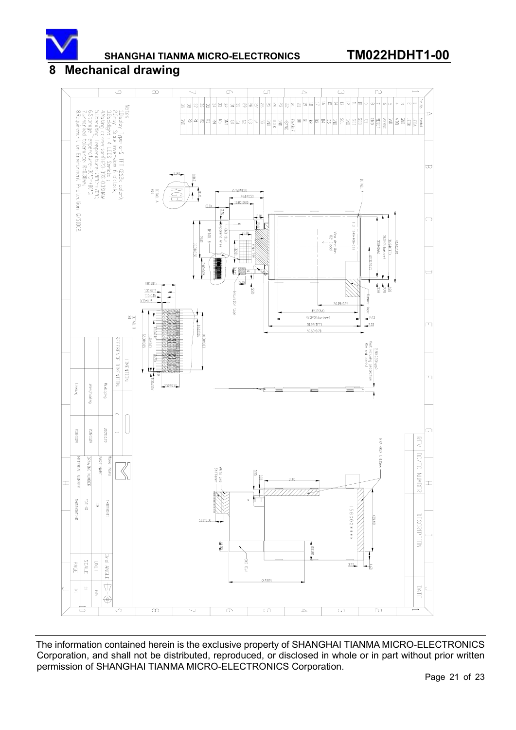# 8 Mechanical drawing

| Pin No. | Symbol |
|---|---|
| 1 | LEDA |
| 2 | LEDK |
| 3 | LEDK |
| 4 | GND |
| 5 | VDD |
| 6 | GND |
| 7 | VSYNC |
| 8 | RESET |
| 9 | GND |
| 10 | CS |
| 11 | SDO |
| 12 | SDI |
| 13 | GND |
| 14 | SCL |
| 15 | GND |
| 16 | B5 |
| 17 | B4 |
| 18 | B3 |
| 19 | B2 |
| 20 | B1 |
| 21 | B0 |
| 22 | ENABLE |
| 23 | HSYNC |
| 24 | GND |
| 25 | DCLK |
| 26 | GND |
| 27 | G5 |
| 28 | G4 |
| 29 | G3 |
| 30 | G2 |
| 31 | G1 |
| 32 | G0 |
| 33 | R5 |
| 34 | R4 |
| 35 | R3 |
| 36 | R2 |
| 37 | R1 |
| 38 | R0 |
| 39 | GND |

Notes:

1. Display Type: a-Si TFT (262K color)
2. Gray Scale Inversion: 6 o'clock
3. Backlight: 4 LEDs Series
4. Mating connector: HRS 39S-0.3SHW
5. Operating Temperature: -20℃~+70℃
6. Storage Temperature: -30℃~+80℃
7. Unmarked tolerance: ±0.30mm
8. Requirement on Environment Protection: Q/S0002

| DIMENTION | |
|---|---|
| REFERENCE DIMENTION | ( ) |

| | | | |
|---|---|---|---|
| Mapping | 2008.12.29 | Model Name | TM022HDHT1 |
| Engineering | 2008.12.29 | PART NAME | LCM |
| Checking | 2008.12.29 | DRAWING NUMBER | V01-00 |
| | | MATERIAL NUMBER | TM022HDHT1-00 |
| 3rd ANGLE | | UNIT | mm |
| SCALE | 1:1 | PAGE | 1/1 |

| REV | DC/EC NUMBER | DESCRIPTION | DATE |
|---|---|---|---|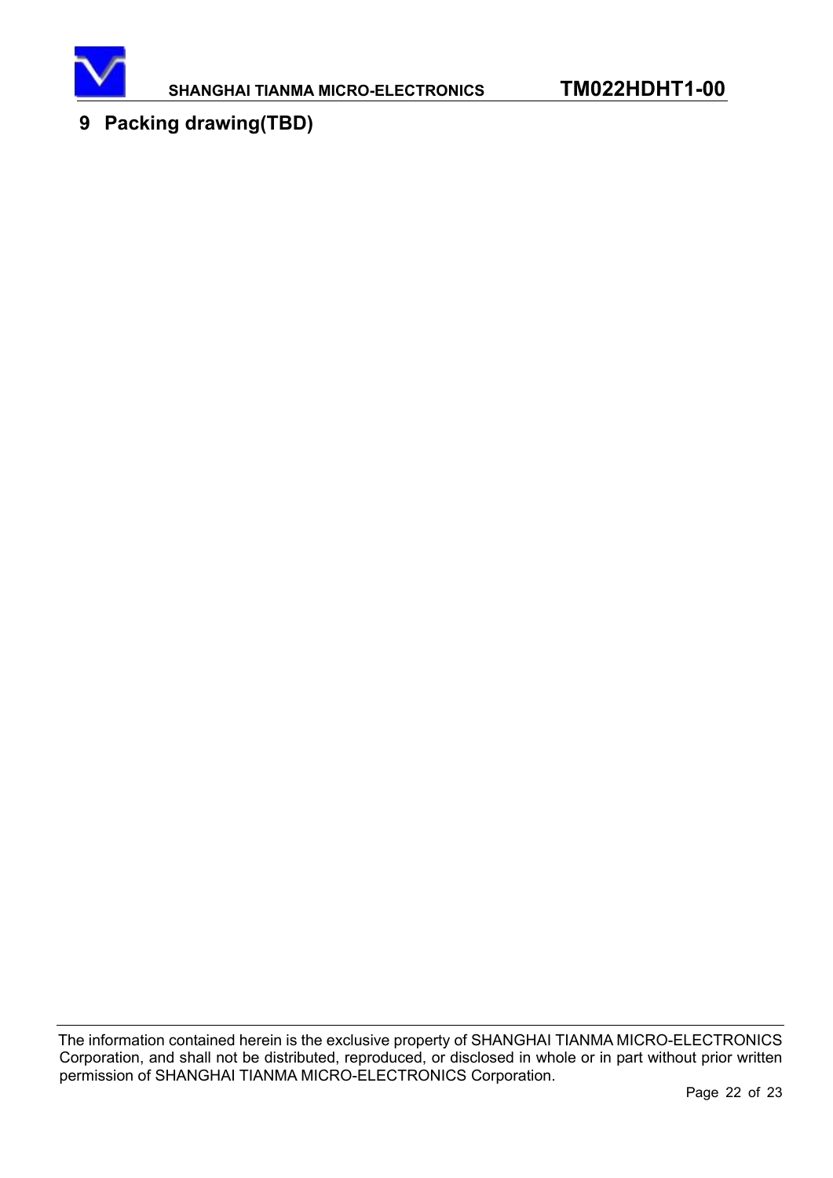## 9 Packing drawing(TBD)

The information contained herein is the exclusive property of SHANGHAI TIANMA MICRO-ELECTRONICS Corporation, and shall not be distributed, reproduced, or disclosed in whole or in part without prior written permission of SHANGHAI TIANMA MICRO-ELECTRONICS Corporation.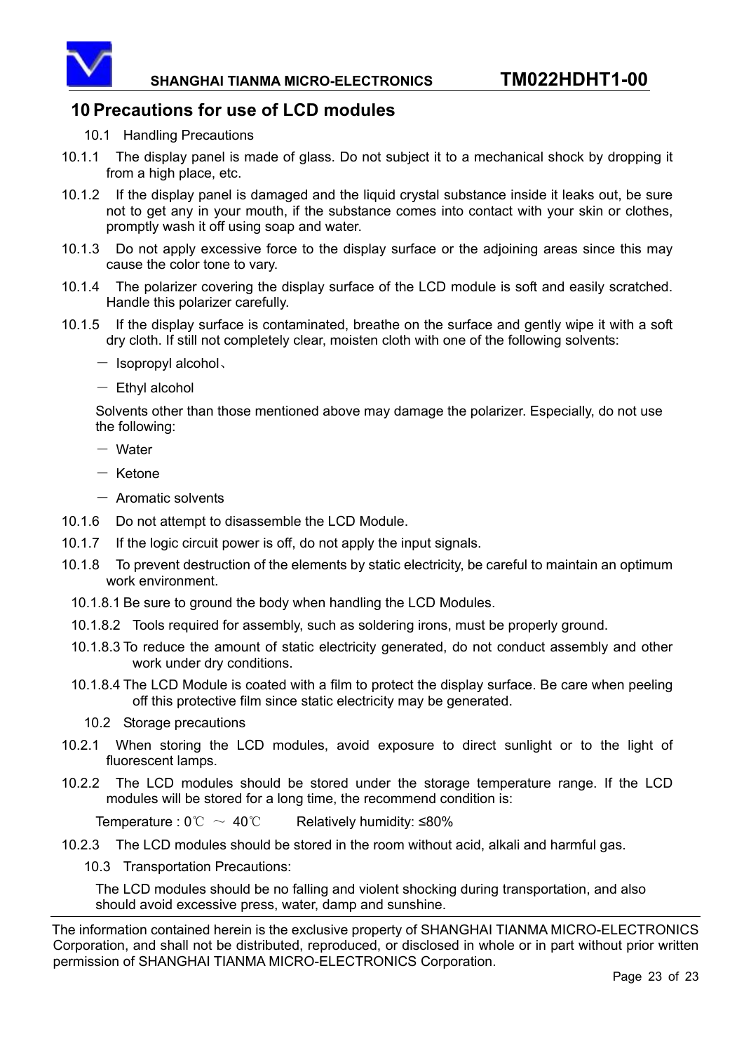## 10 Precautions for use of LCD modules

### 10.1 Handling Precautions

10.1.1 The display panel is made of glass. Do not subject it to a mechanical shock by dropping it from a high place, etc.

10.1.2 If the display panel is damaged and the liquid crystal substance inside it leaks out, be sure not to get any in your mouth, if the substance comes into contact with your skin or clothes, promptly wash it off using soap and water.

10.1.3 Do not apply excessive force to the display surface or the adjoining areas since this may cause the color tone to vary.

10.1.4 The polarizer covering the display surface of the LCD module is soft and easily scratched. Handle this polarizer carefully.

10.1.5 If the display surface is contaminated, breathe on the surface and gently wipe it with a soft dry cloth. If still not completely clear, moisten cloth with one of the following solvents:

- Isopropyl alcohol、
- Ethyl alcohol

Solvents other than those mentioned above may damage the polarizer. Especially, do not use the following:

- Water
- Ketone
- Aromatic solvents

10.1.6 Do not attempt to disassemble the LCD Module.

10.1.7 If the logic circuit power is off, do not apply the input signals.

10.1.8 To prevent destruction of the elements by static electricity, be careful to maintain an optimum work environment.

10.1.8.1 Be sure to ground the body when handling the LCD Modules.

10.1.8.2 Tools required for assembly, such as soldering irons, must be properly ground.

10.1.8.3 To reduce the amount of static electricity generated, do not conduct assembly and other work under dry conditions.

10.1.8.4 The LCD Module is coated with a film to protect the display surface. Be care when peeling off this protective film since static electricity may be generated.

### 10.2 Storage precautions

10.2.1 When storing the LCD modules, avoid exposure to direct sunlight or to the light of fluorescent lamps.

10.2.2 The LCD modules should be stored under the storage temperature range. If the LCD modules will be stored for a long time, the recommend condition is:

Temperature : 0℃ ～ 40℃ Relatively humidity: ≤80%

10.2.3 The LCD modules should be stored in the room without acid, alkali and harmful gas.

### 10.3 Transportation Precautions:

The LCD modules should be no falling and violent shocking during transportation, and also should avoid excessive press, water, damp and sunshine.

The information contained herein is the exclusive property of SHANGHAI TIANMA MICRO-ELECTRONICS Corporation, and shall not be distributed, reproduced, or disclosed in whole or in part without prior written permission of SHANGHAI TIANMA MICRO-ELECTRONICS Corporation.